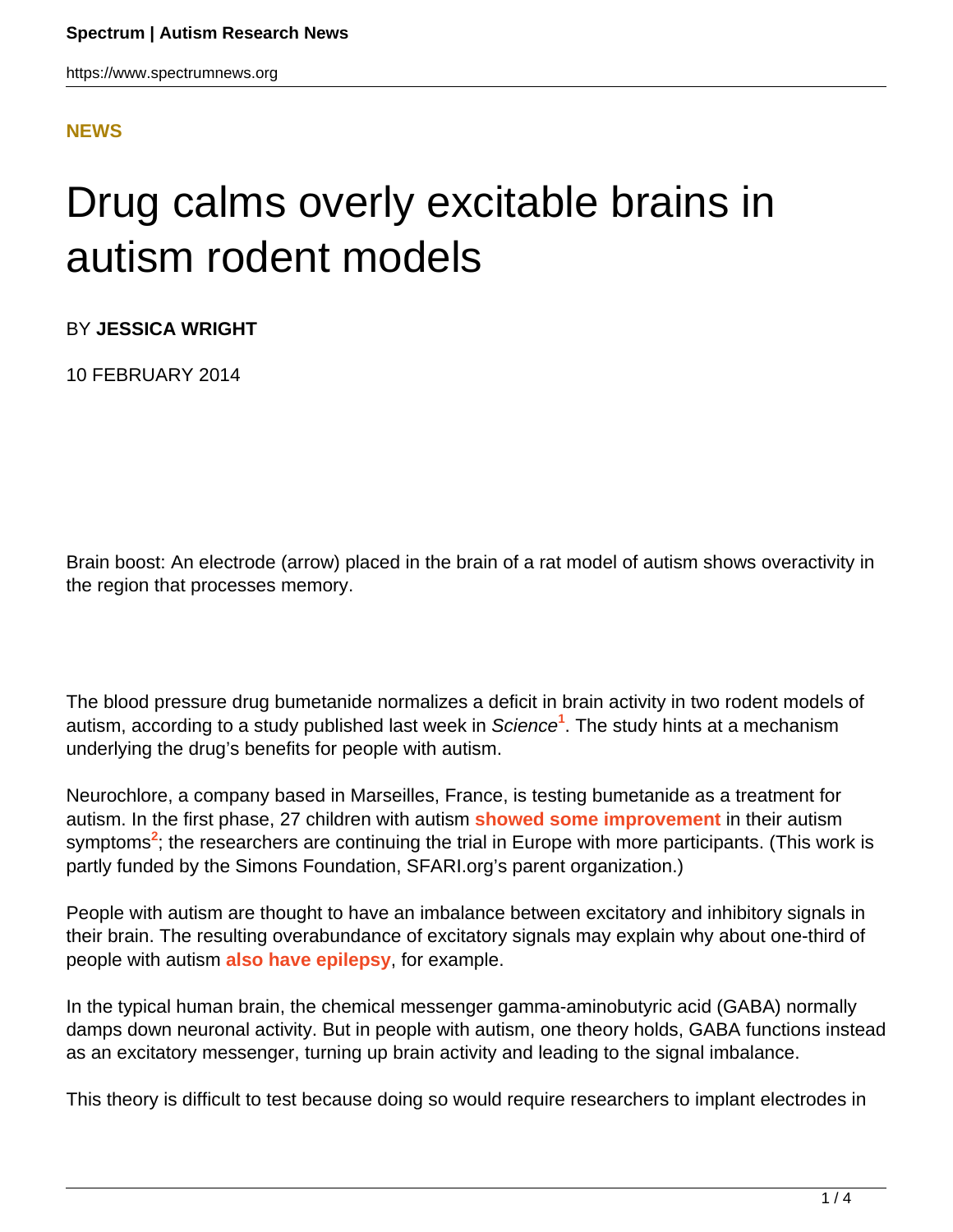NEWS

# Drug calms overly excitable brains in autism rodent models

BY **JESSICA WRIGHT**

10 FEBRUARY 2014

Brain boost: An electrode (arrow) placed in the brain of a rat model of autism shows overactivity in the region that processes memory.

The blood pressure drug bumetanide normalizes a deficit in brain activity in two rodent models of autism, according to a study published last week in *Science*[1]. The study hints at a mechanism underlying the drug's benefits for people with autism.

Neurochlore, a company based in Marseilles, France, is testing bumetanide as a treatment for autism. In the first phase, 27 children with autism **showed some improvement** in their autism symptoms[2]; the researchers are continuing the trial in Europe with more participants. (This work is partly funded by the Simons Foundation, SFARI.org's parent organization.)

People with autism are thought to have an imbalance between excitatory and inhibitory signals in their brain. The resulting overabundance of excitatory signals may explain why about one-third of people with autism **also have epilepsy**, for example.

In the typical human brain, the chemical messenger gamma-aminobutyric acid (GABA) normally damps down neuronal activity. But in people with autism, one theory holds, GABA functions instead as an excitatory messenger, turning up brain activity and leading to the signal imbalance.

This theory is difficult to test because doing so would require researchers to implant electrodes in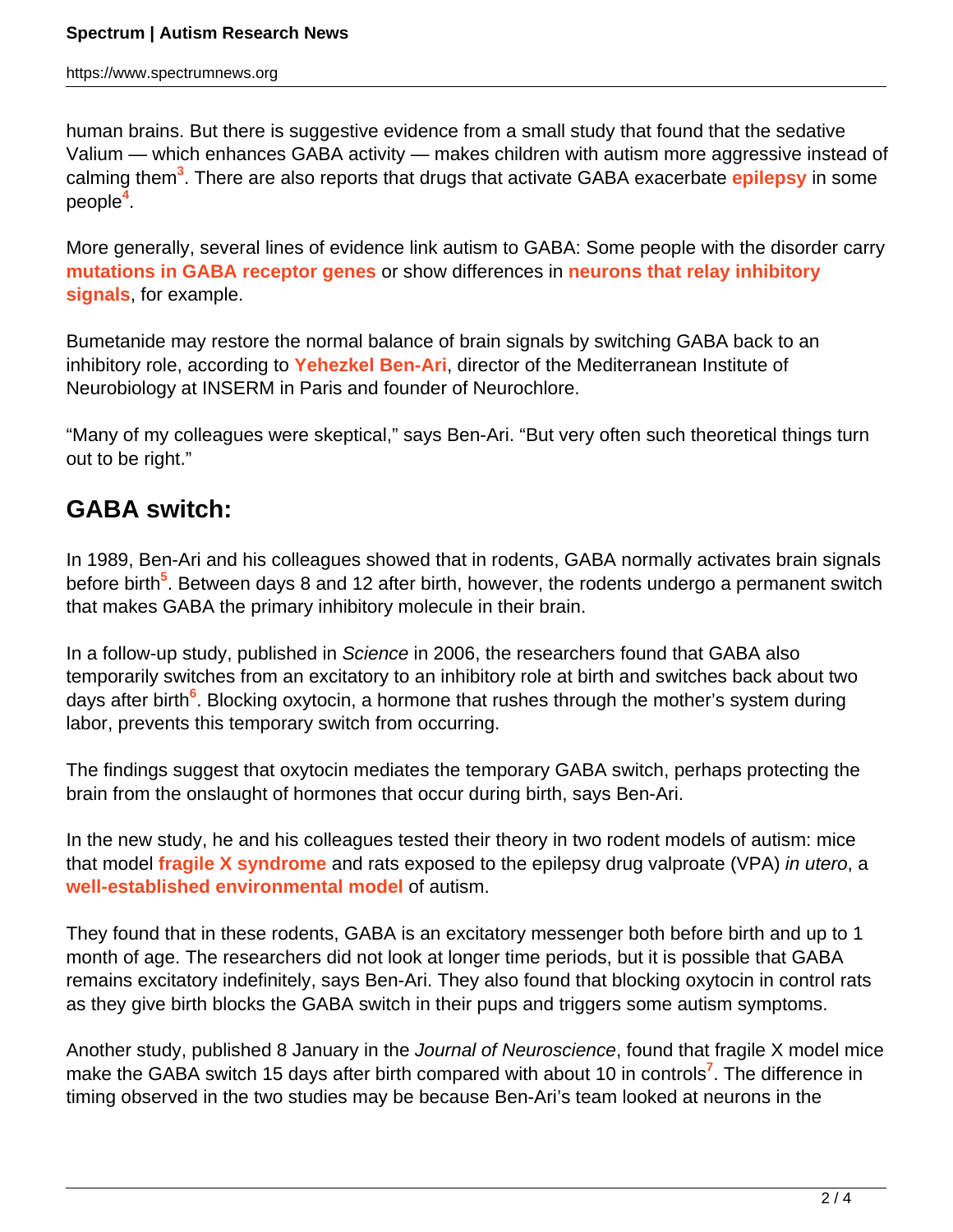human brains. But there is suggestive evidence from a small study that found that the sedative Valium — which enhances GABA activity — makes children with autism more aggressive instead of calming them[3]. There are also reports that drugs that activate GABA exacerbate **epilepsy** in some people[4].

More generally, several lines of evidence link autism to GABA: Some people with the disorder carry **mutations in GABA receptor genes** or show differences in **neurons that relay inhibitory signals**, for example.

Bumetanide may restore the normal balance of brain signals by switching GABA back to an inhibitory role, according to **Yehezkel Ben-Ari**, director of the Mediterranean Institute of Neurobiology at INSERM in Paris and founder of Neurochlore.

"Many of my colleagues were skeptical," says Ben-Ari. "But very often such theoretical things turn out to be right."

## GABA switch:

In 1989, Ben-Ari and his colleagues showed that in rodents, GABA normally activates brain signals before birth[5]. Between days 8 and 12 after birth, however, the rodents undergo a permanent switch that makes GABA the primary inhibitory molecule in their brain.

In a follow-up study, published in *Science* in 2006, the researchers found that GABA also temporarily switches from an excitatory to an inhibitory role at birth and switches back about two days after birth[6]. Blocking oxytocin, a hormone that rushes through the mother's system during labor, prevents this temporary switch from occurring.

The findings suggest that oxytocin mediates the temporary GABA switch, perhaps protecting the brain from the onslaught of hormones that occur during birth, says Ben-Ari.

In the new study, he and his colleagues tested their theory in two rodent models of autism: mice that model **fragile X syndrome** and rats exposed to the epilepsy drug valproate (VPA) *in utero*, a **well-established environmental model** of autism.

They found that in these rodents, GABA is an excitatory messenger both before birth and up to 1 month of age. The researchers did not look at longer time periods, but it is possible that GABA remains excitatory indefinitely, says Ben-Ari. They also found that blocking oxytocin in control rats as they give birth blocks the GABA switch in their pups and triggers some autism symptoms.

Another study, published 8 January in the *Journal of Neuroscience*, found that fragile X model mice make the GABA switch 15 days after birth compared with about 10 in controls[7]. The difference in timing observed in the two studies may be because Ben-Ari's team looked at neurons in the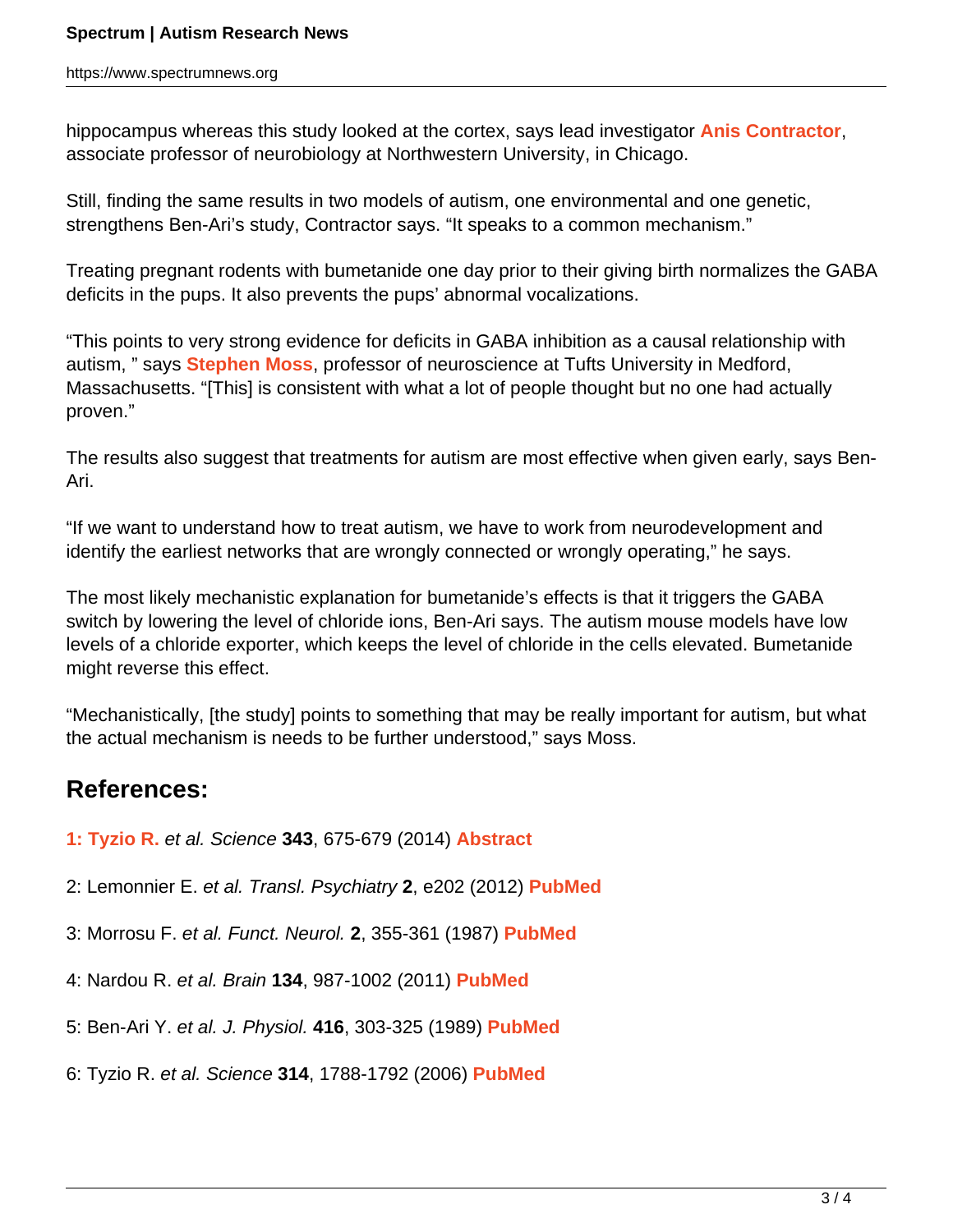hippocampus whereas this study looked at the cortex, says lead investigator **Anis Contractor**, associate professor of neurobiology at Northwestern University, in Chicago.

Still, finding the same results in two models of autism, one environmental and one genetic, strengthens Ben-Ari's study, Contractor says. "It speaks to a common mechanism."

Treating pregnant rodents with bumetanide one day prior to their giving birth normalizes the GABA deficits in the pups. It also prevents the pups' abnormal vocalizations.

"This points to very strong evidence for deficits in GABA inhibition as a causal relationship with autism, " says **Stephen Moss**, professor of neuroscience at Tufts University in Medford, Massachusetts. "[This] is consistent with what a lot of people thought but no one had actually proven."

The results also suggest that treatments for autism are most effective when given early, says Ben-Ari.

"If we want to understand how to treat autism, we have to work from neurodevelopment and identify the earliest networks that are wrongly connected or wrongly operating," he says.

The most likely mechanistic explanation for bumetanide's effects is that it triggers the GABA switch by lowering the level of chloride ions, Ben-Ari says. The autism mouse models have low levels of a chloride exporter, which keeps the level of chloride in the cells elevated. Bumetanide might reverse this effect.

"Mechanistically, [the study] points to something that may be really important for autism, but what the actual mechanism is needs to be further understood," says Moss.

## References:

**1: Tyzio R.** *et al. Science* **343**, 675-679 (2014) **Abstract**

2: Lemonnier E. *et al. Transl. Psychiatry* **2**, e202 (2012) **PubMed**

3: Morrosu F. *et al. Funct. Neurol.* **2**, 355-361 (1987) **PubMed**

4: Nardou R. *et al. Brain* **134**, 987-1002 (2011) **PubMed**

5: Ben-Ari Y. *et al. J. Physiol.* **416**, 303-325 (1989) **PubMed**

6: Tyzio R. *et al. Science* **314**, 1788-1792 (2006) **PubMed**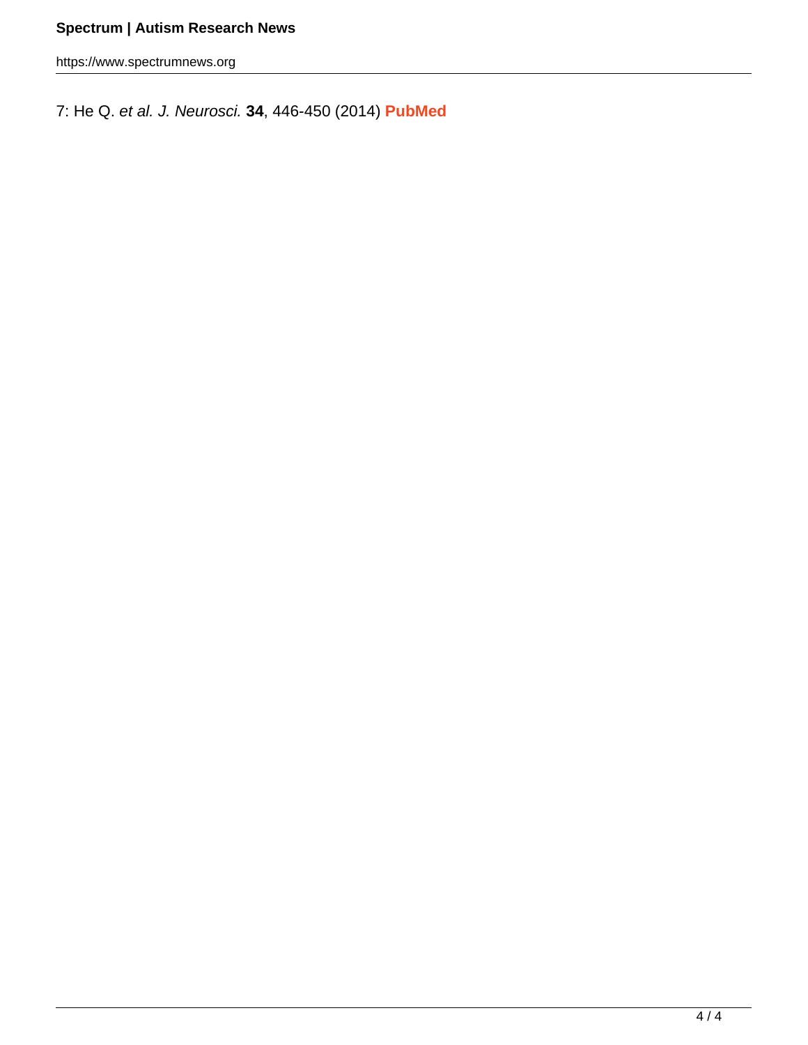7: He Q. *et al. J. Neurosci.* **34**, 446-450 (2014) **PubMed**